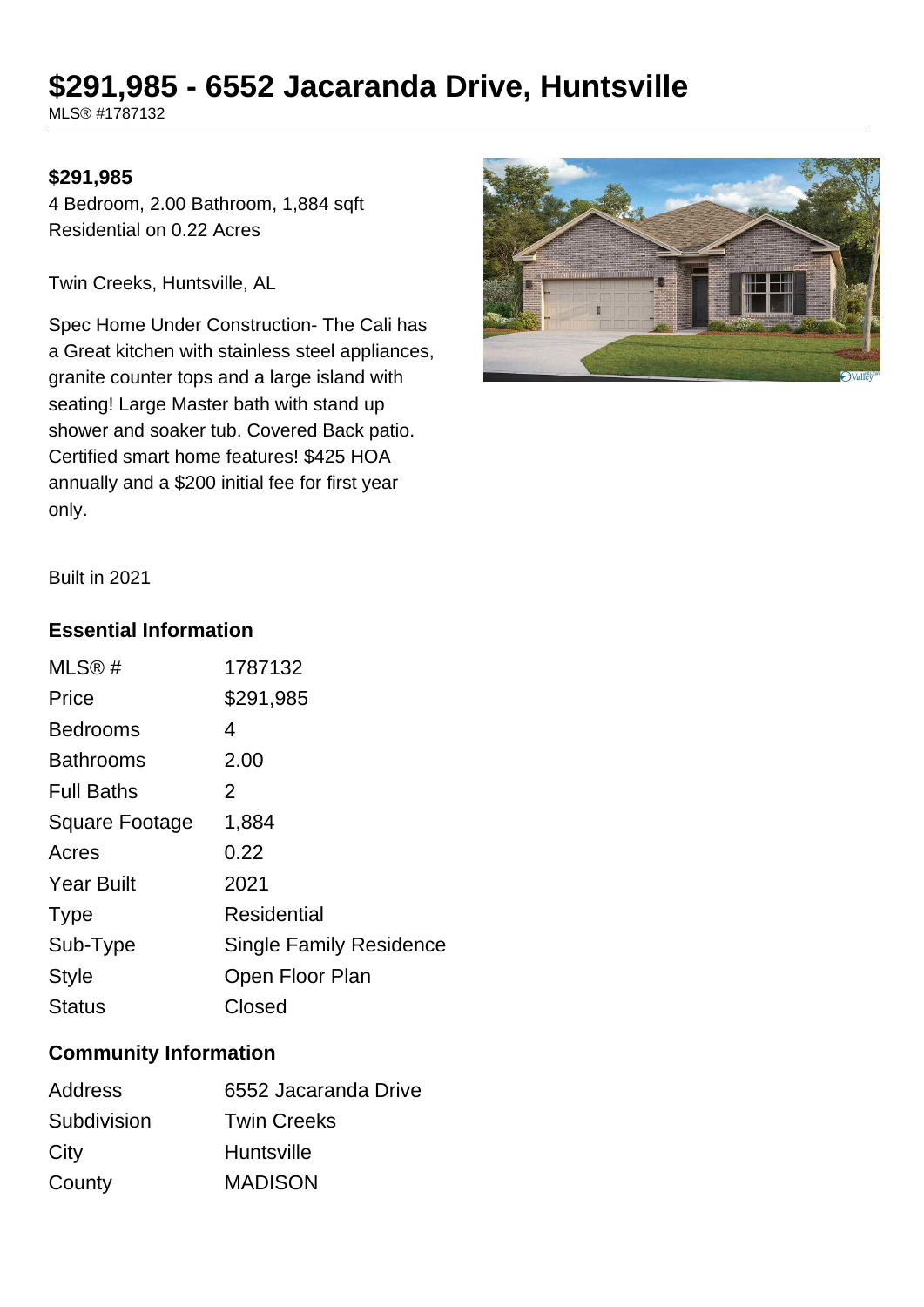# $291,985 - 6552 Jacaranda Drive, Huntsville

MLS® #1787132

**$291,985**

4 Bedroom, 2.00 Bathroom, 1,884 sqft
Residential on 0.22 Acres

Twin Creeks, Huntsville, AL

Spec Home Under Construction- The Cali has a Great kitchen with stainless steel appliances, granite counter tops and a large island with seating! Large Master bath with stand up shower and soaker tub. Covered Back patio. Certified smart home features! $425 HOA annually and a $200 initial fee for first year only.

Built in 2021

## Essential Information

| | |
|---|---|
| MLS® # | 1787132 |
| Price | $291,985 |
| Bedrooms | 4 |
| Bathrooms | 2.00 |
| Full Baths | 2 |
| Square Footage | 1,884 |
| Acres | 0.22 |
| Year Built | 2021 |
| Type | Residential |
| Sub-Type | Single Family Residence |
| Style | Open Floor Plan |
| Status | Closed |

## Community Information

| | |
|---|---|
| Address | 6552 Jacaranda Drive |
| Subdivision | Twin Creeks |
| City | Huntsville |
| County | MADISON |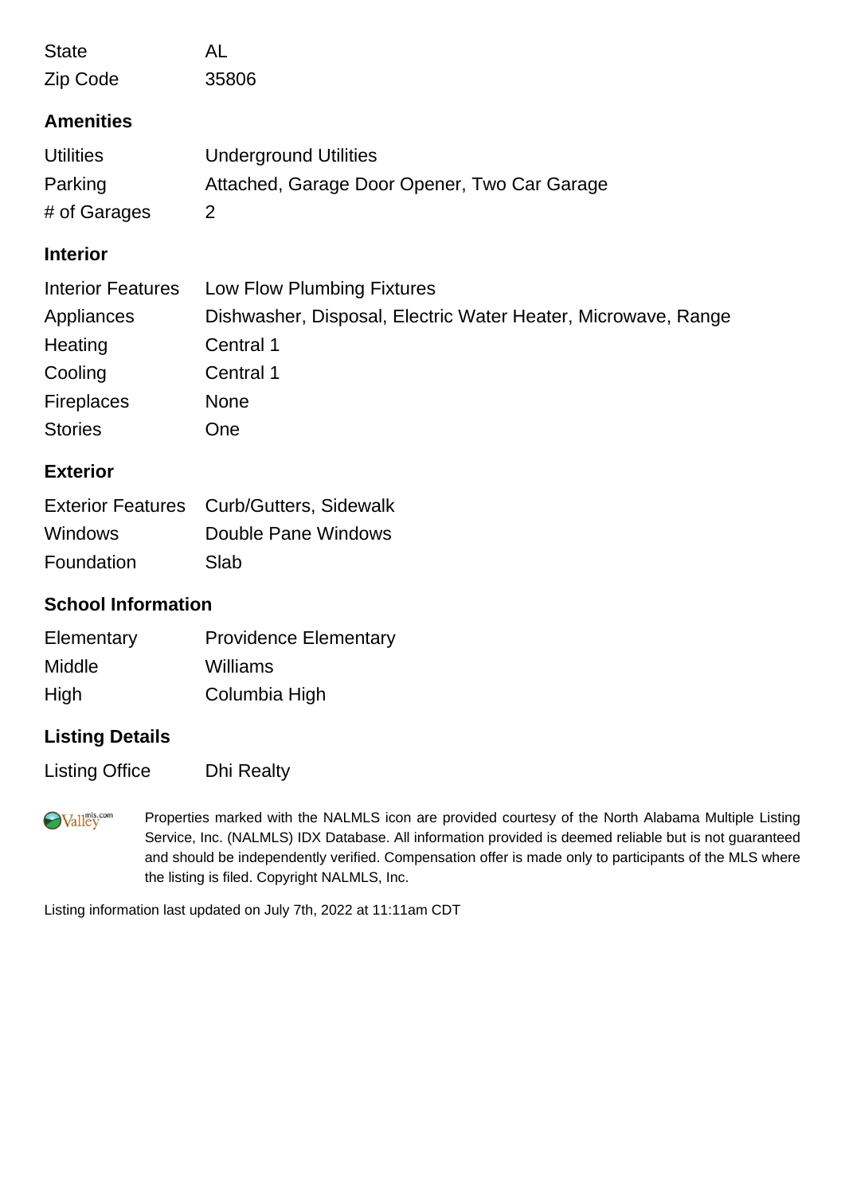| | |
|---|---|
| State | AL |
| Zip Code | 35806 |

## Amenities

| | |
|---|---|
| Utilities | Underground Utilities |
| Parking | Attached, Garage Door Opener, Two Car Garage |
| # of Garages | 2 |

## Interior

| | |
|---|---|
| Interior Features | Low Flow Plumbing Fixtures |
| Appliances | Dishwasher, Disposal, Electric Water Heater, Microwave, Range |
| Heating | Central 1 |
| Cooling | Central 1 |
| Fireplaces | None |
| Stories | One |

## Exterior

| | |
|---|---|
| Exterior Features | Curb/Gutters, Sidewalk |
| Windows | Double Pane Windows |
| Foundation | Slab |

## School Information

| | |
|---|---|
| Elementary | Providence Elementary |
| Middle | Williams |
| High | Columbia High |

## Listing Details

| | |
|---|---|
| Listing Office | Dhi Realty |

Properties marked with the NALMLS icon are provided courtesy of the North Alabama Multiple Listing Service, Inc. (NALMLS) IDX Database. All information provided is deemed reliable but is not guaranteed and should be independently verified. Compensation offer is made only to participants of the MLS where the listing is filed. Copyright NALMLS, Inc.

Listing information last updated on July 7th, 2022 at 11:11am CDT